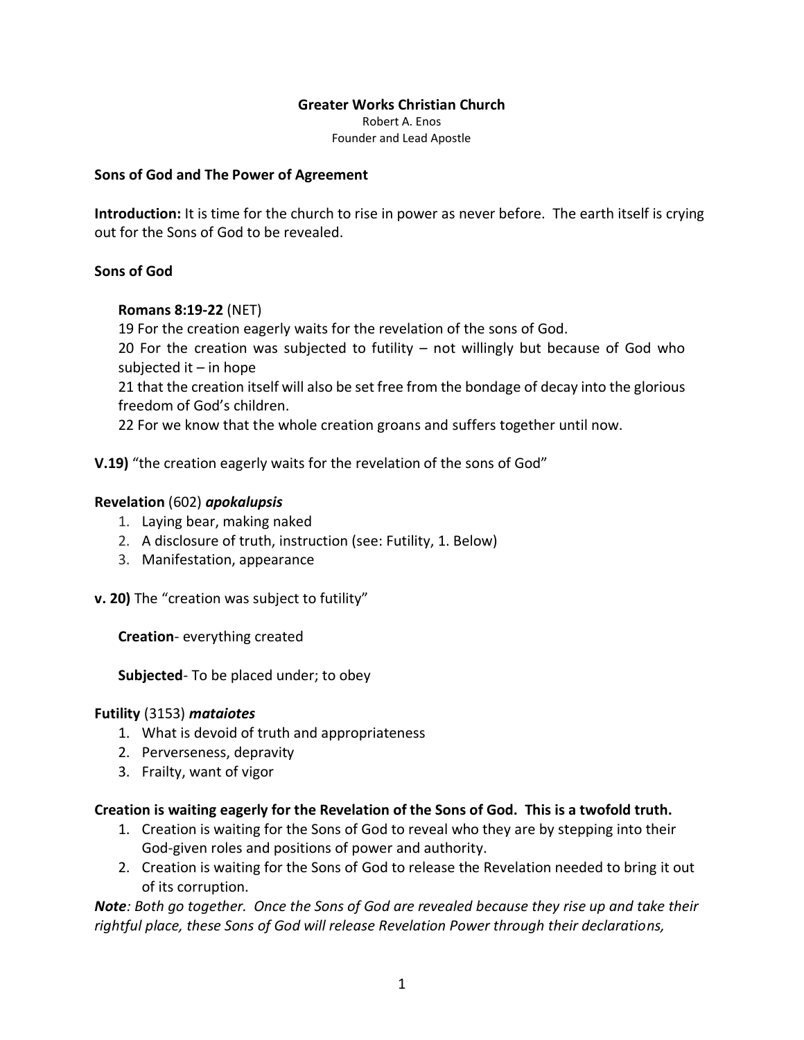**Greater Works Christian Church**

Robert A. Enos
Founder and Lead Apostle

**Sons of God and The Power of Agreement**

**Introduction:** It is time for the church to rise in power as never before. The earth itself is crying out for the Sons of God to be revealed.

**Sons of God**

> **Romans 8:19-22** (NET)
> 19 For the creation eagerly waits for the revelation of the sons of God.
> 20 For the creation was subjected to futility – not willingly but because of God who subjected it – in hope
> 21 that the creation itself will also be set free from the bondage of decay into the glorious freedom of God's children.
> 22 For we know that the whole creation groans and suffers together until now.

**V.19)** "the creation eagerly waits for the revelation of the sons of God"

**Revelation** (602) ***apokalupsis***

1. Laying bear, making naked
2. A disclosure of truth, instruction (see: Futility, 1. Below)
3. Manifestation, appearance

**v. 20)** The "creation was subject to futility"

**Creation**- everything created

**Subjected**- To be placed under; to obey

**Futility** (3153) ***mataiotes***

1. What is devoid of truth and appropriateness
2. Perverseness, depravity
3. Frailty, want of vigor

**Creation is waiting eagerly for the Revelation of the Sons of God. This is a twofold truth.**

1. Creation is waiting for the Sons of God to reveal who they are by stepping into their God-given roles and positions of power and authority.
2. Creation is waiting for the Sons of God to release the Revelation needed to bring it out of its corruption.

***Note**: Both go together. Once the Sons of God are revealed because they rise up and take their rightful place, these Sons of God will release Revelation Power through their declarations,*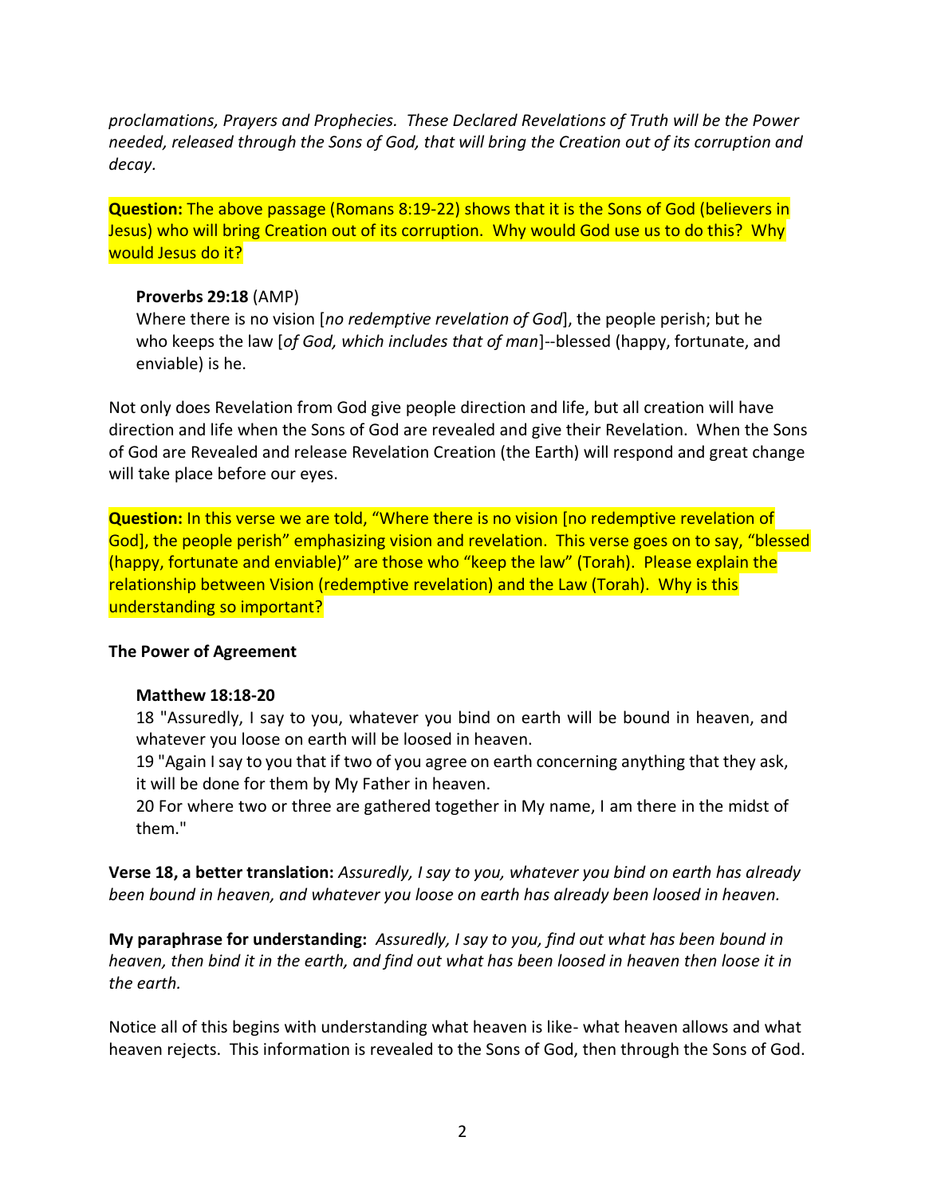*proclamations, Prayers and Prophecies. These Declared Revelations of Truth will be the Power needed, released through the Sons of God, that will bring the Creation out of its corruption and decay.*

**Question:** The above passage (Romans 8:19-22) shows that it is the Sons of God (believers in Jesus) who will bring Creation out of its corruption. Why would God use us to do this? Why would Jesus do it?

> **Proverbs 29:18** (AMP)
> Where there is no vision [*no redemptive revelation of God*], the people perish; but he who keeps the law [*of God, which includes that of man*]--blessed (happy, fortunate, and enviable) is he.

Not only does Revelation from God give people direction and life, but all creation will have direction and life when the Sons of God are revealed and give their Revelation. When the Sons of God are Revealed and release Revelation Creation (the Earth) will respond and great change will take place before our eyes.

**Question:** In this verse we are told, "Where there is no vision [no redemptive revelation of God], the people perish" emphasizing vision and revelation. This verse goes on to say, "blessed (happy, fortunate and enviable)" are those who "keep the law" (Torah). Please explain the relationship between Vision (redemptive revelation) and the Law (Torah). Why is this understanding so important?

**The Power of Agreement**

> **Matthew 18:18-20**
> 18 "Assuredly, I say to you, whatever you bind on earth will be bound in heaven, and whatever you loose on earth will be loosed in heaven.
> 19 "Again I say to you that if two of you agree on earth concerning anything that they ask, it will be done for them by My Father in heaven.
> 20 For where two or three are gathered together in My name, I am there in the midst of them."

**Verse 18, a better translation:** *Assuredly, I say to you, whatever you bind on earth has already been bound in heaven, and whatever you loose on earth has already been loosed in heaven.*

**My paraphrase for understanding:** *Assuredly, I say to you, find out what has been bound in heaven, then bind it in the earth, and find out what has been loosed in heaven then loose it in the earth.*

Notice all of this begins with understanding what heaven is like- what heaven allows and what heaven rejects. This information is revealed to the Sons of God, then through the Sons of God.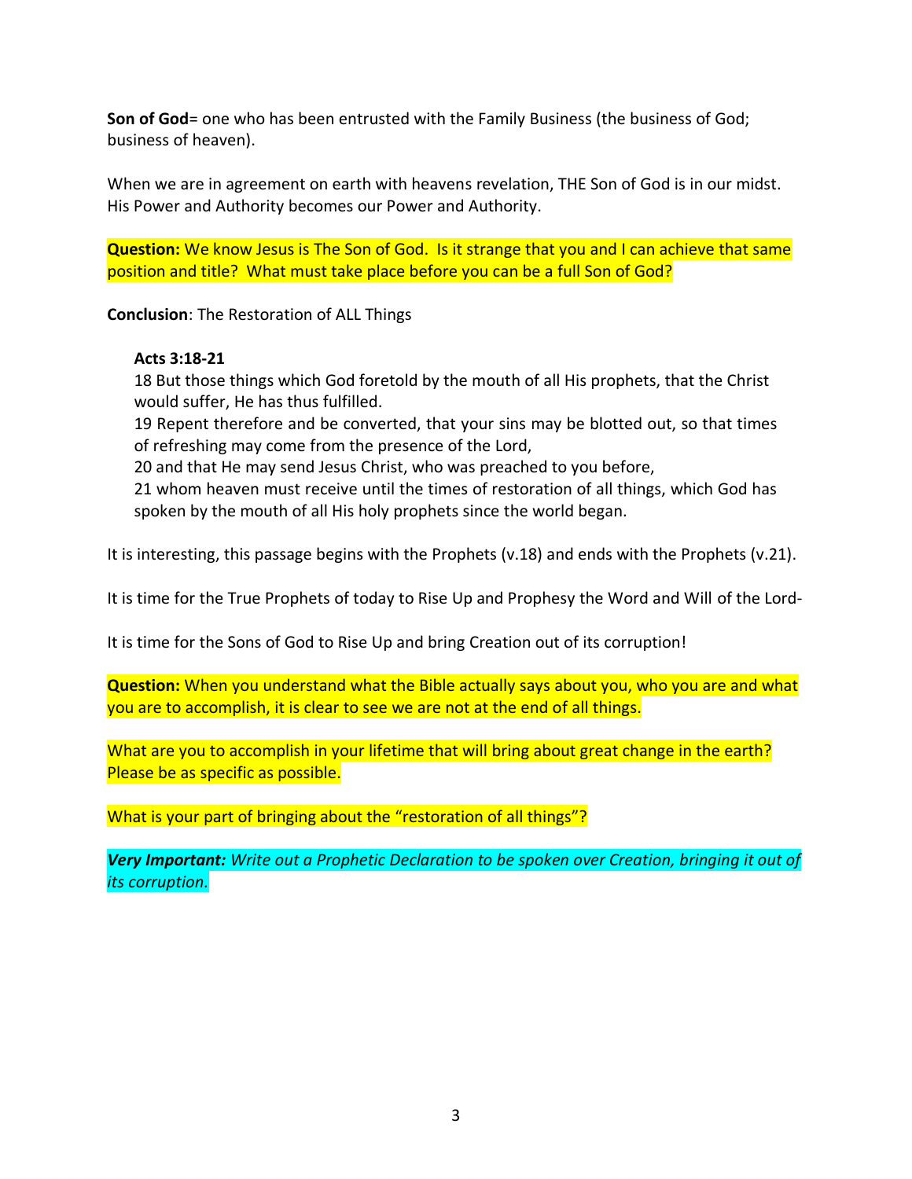**Son of God**= one who has been entrusted with the Family Business (the business of God; business of heaven).

When we are in agreement on earth with heavens revelation, THE Son of God is in our midst. His Power and Authority becomes our Power and Authority.

**Question:** We know Jesus is The Son of God. Is it strange that you and I can achieve that same position and title? What must take place before you can be a full Son of God?

**Conclusion**: The Restoration of ALL Things

> **Acts 3:18-21**
> 18 But those things which God foretold by the mouth of all His prophets, that the Christ would suffer, He has thus fulfilled.
> 19 Repent therefore and be converted, that your sins may be blotted out, so that times of refreshing may come from the presence of the Lord,
> 20 and that He may send Jesus Christ, who was preached to you before,
> 21 whom heaven must receive until the times of restoration of all things, which God has spoken by the mouth of all His holy prophets since the world began.

It is interesting, this passage begins with the Prophets (v.18) and ends with the Prophets (v.21).

It is time for the True Prophets of today to Rise Up and Prophesy the Word and Will of the Lord-

It is time for the Sons of God to Rise Up and bring Creation out of its corruption!

**Question:** When you understand what the Bible actually says about you, who you are and what you are to accomplish, it is clear to see we are not at the end of all things.

What are you to accomplish in your lifetime that will bring about great change in the earth? Please be as specific as possible.

What is your part of bringing about the "restoration of all things"?

***Very Important:*** *Write out a Prophetic Declaration to be spoken over Creation, bringing it out of its corruption.*